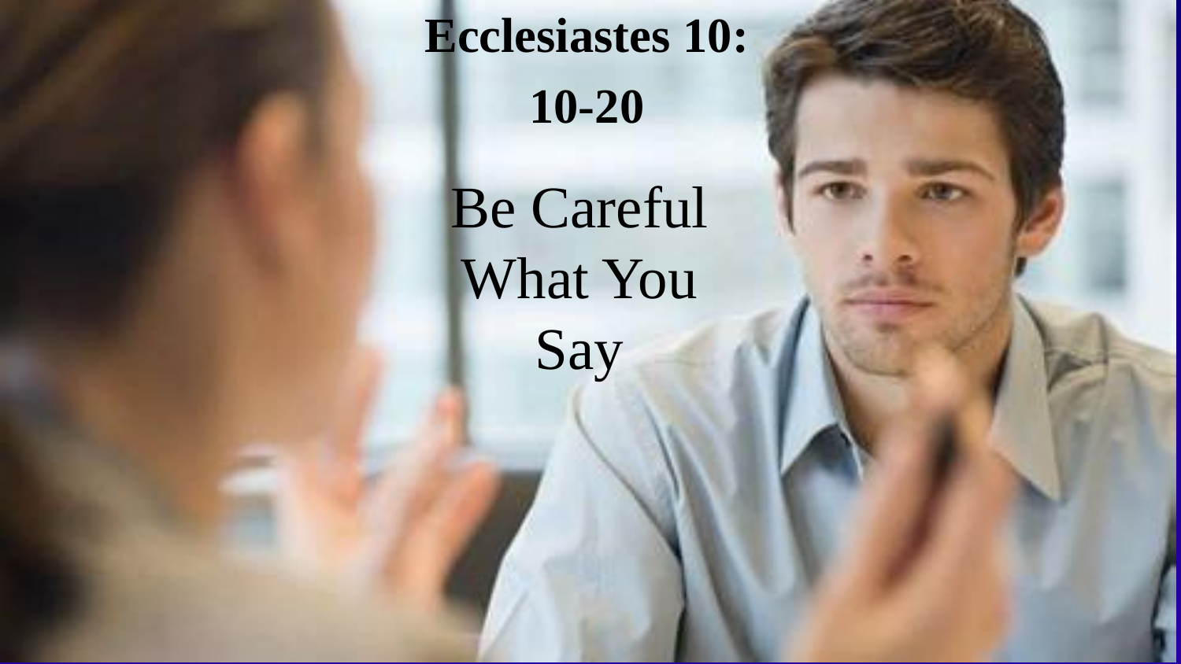# Ecclesiastes 10: 10-20

## Be Careful What You Say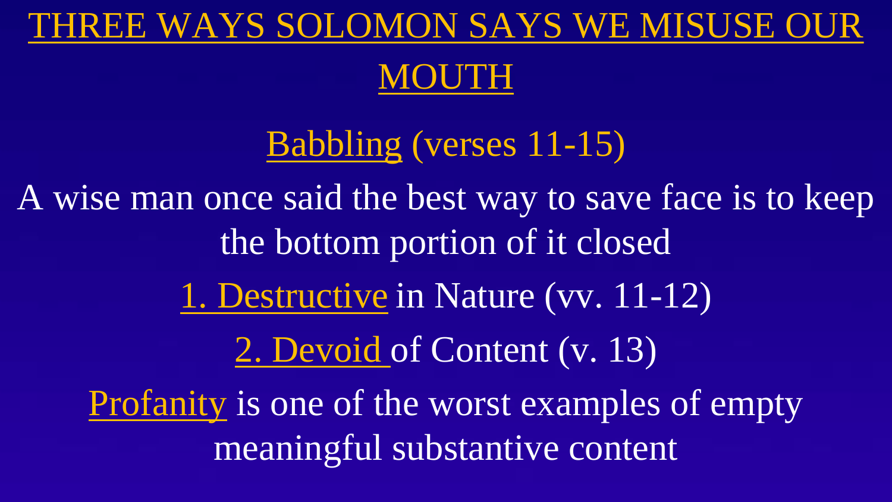# THREE WAYS SOLOMON SAYS WE MISUSE OUR MOUTH

## Babbling (verses 11-15)

A wise man once said the best way to save face is to keep the bottom portion of it closed

1. Destructive in Nature (vv. 11-12)

2. Devoid of Content (v. 13)

Profanity is one of the worst examples of empty meaningful substantive content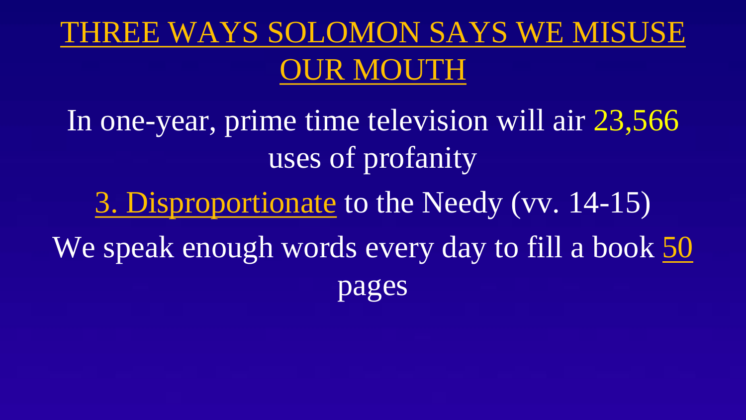# THREE WAYS SOLOMON SAYS WE MISUSE OUR MOUTH

In one-year, prime time television will air 23,566 uses of profanity

3. Disproportionate to the Needy (vv. 14-15)

We speak enough words every day to fill a book 50 pages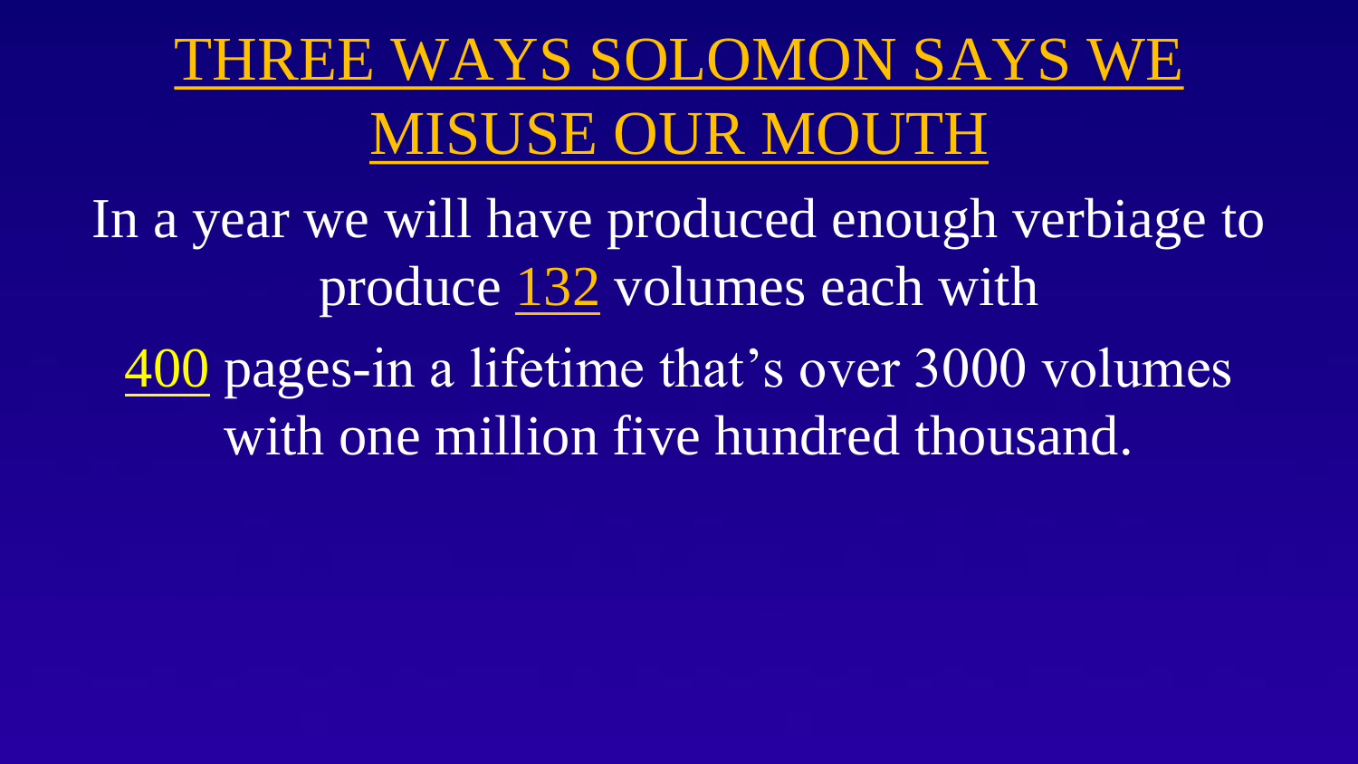# THREE WAYS SOLOMON SAYS WE MISUSE OUR MOUTH

In a year we will have produced enough verbiage to produce 132 volumes each with

400 pages-in a lifetime that's over 3000 volumes with one million five hundred thousand.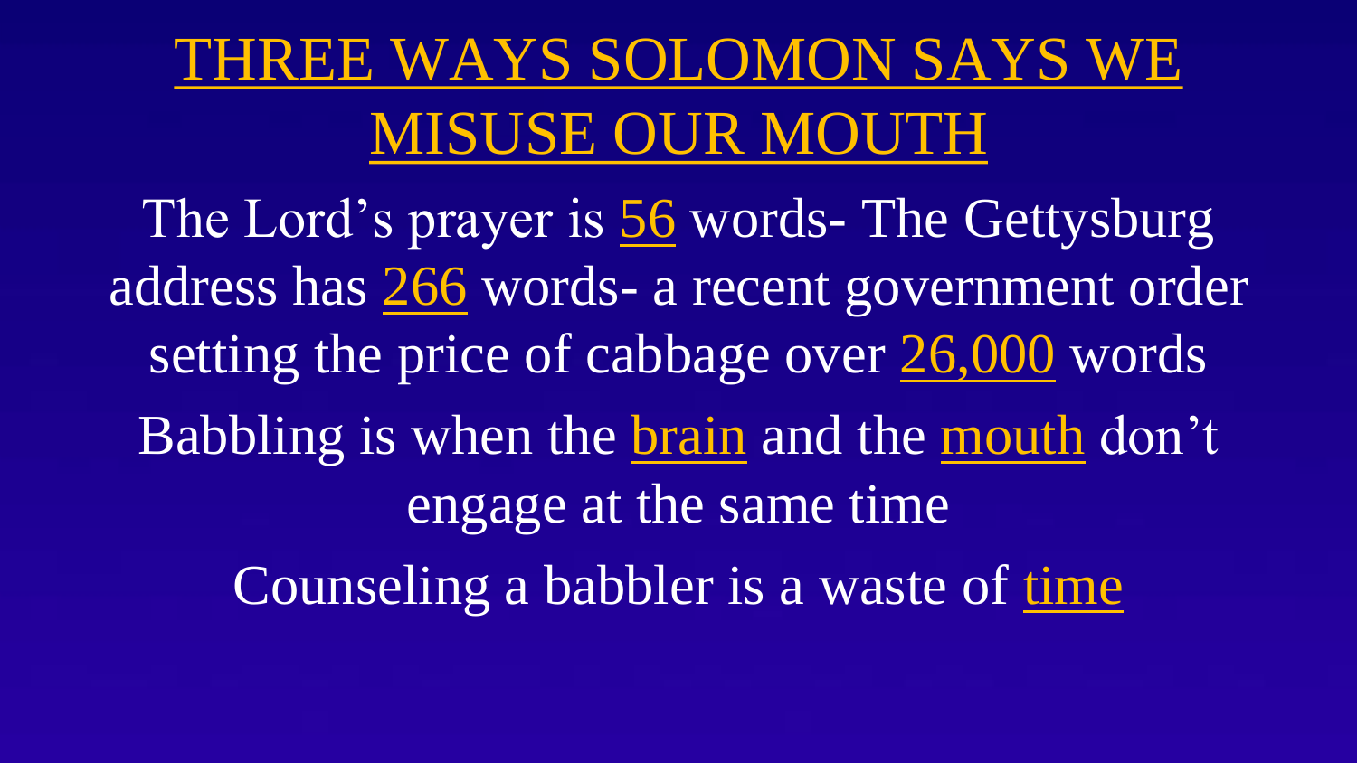# THREE WAYS SOLOMON SAYS WE MISUSE OUR MOUTH

The Lord's prayer is 56 words- The Gettysburg address has 266 words- a recent government order setting the price of cabbage over 26,000 words

Babbling is when the brain and the mouth don't engage at the same time

Counseling a babbler is a waste of time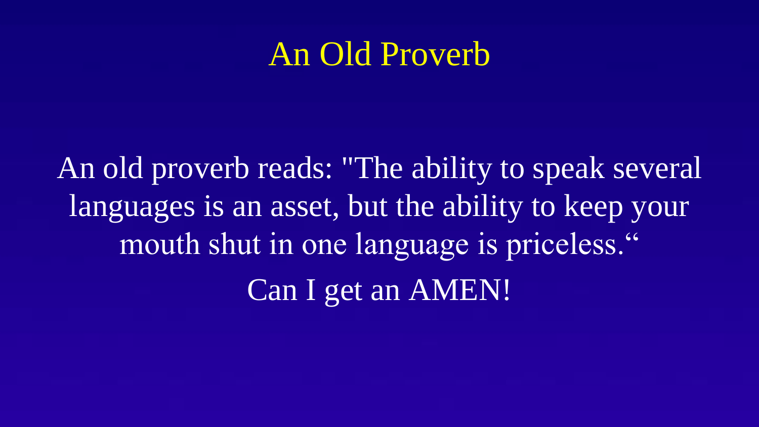# An Old Proverb

An old proverb reads: "The ability to speak several languages is an asset, but the ability to keep your mouth shut in one language is priceless."

Can I get an AMEN!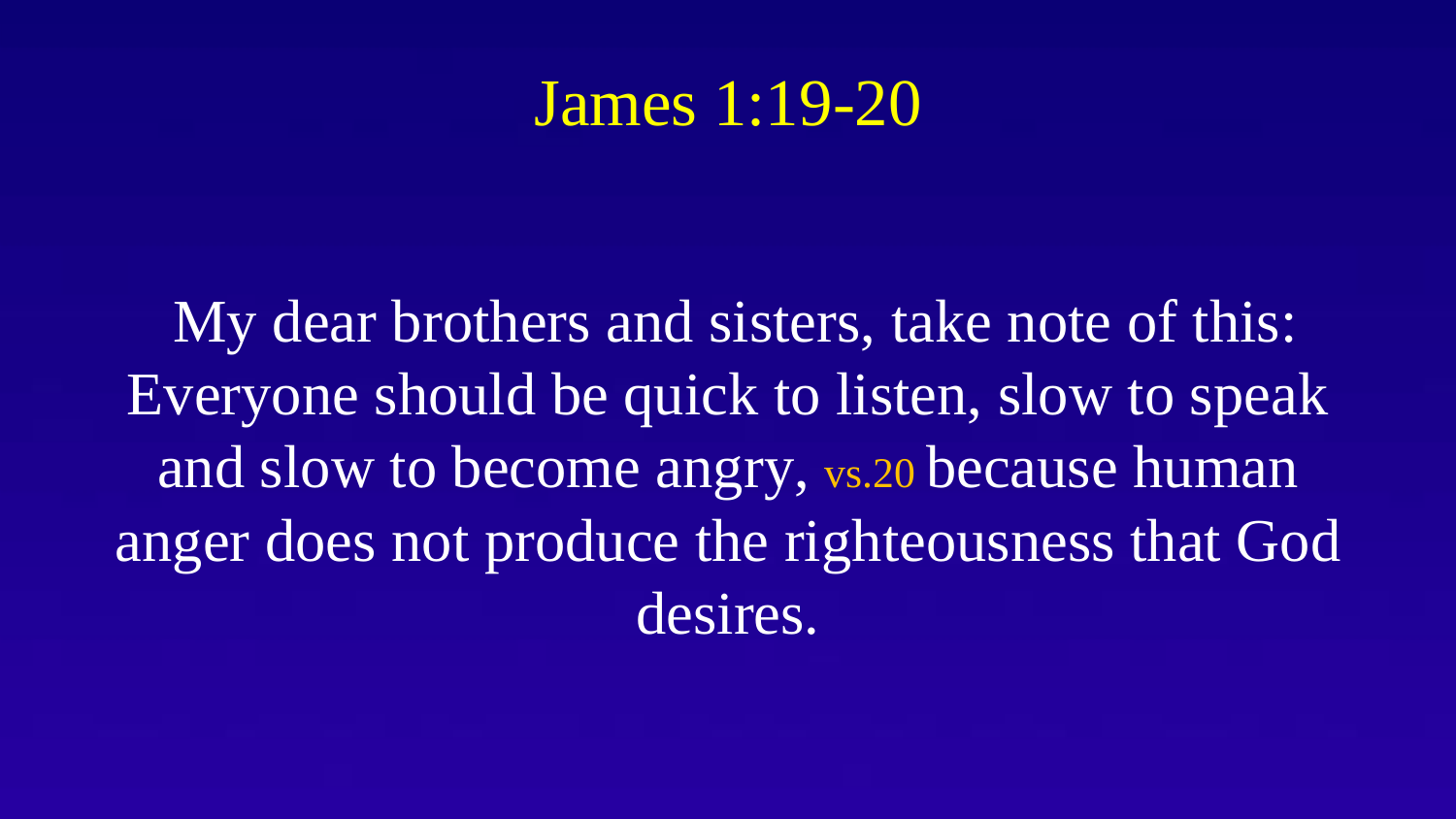# James 1:19-20

My dear brothers and sisters, take note of this: Everyone should be quick to listen, slow to speak and slow to become angry, vs.20 because human anger does not produce the righteousness that God desires.